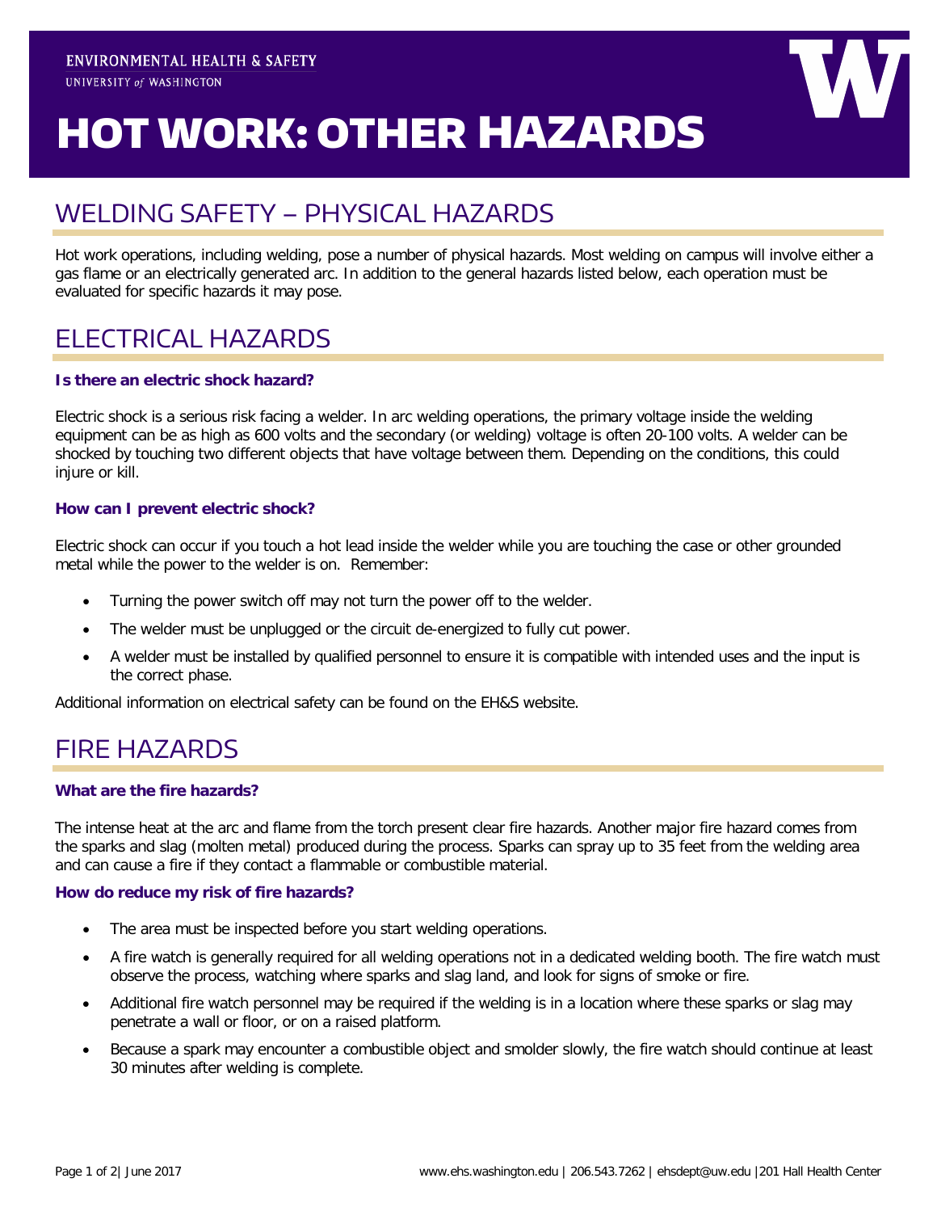ENVIRONMENTAL HEALTH & SAFETY
UNIVERSITY of WASHINGTON

# HOT WORK: OTHER HAZARDS

## WELDING SAFETY – PHYSICAL HAZARDS

Hot work operations, including welding, pose a number of physical hazards. Most welding on campus will involve either a gas flame or an electrically generated arc. In addition to the general hazards listed below, each operation must be evaluated for specific hazards it may pose.

## ELECTRICAL HAZARDS

### Is there an electric shock hazard?

Electric shock is a serious risk facing a welder. In arc welding operations, the primary voltage inside the welding equipment can be as high as 600 volts and the secondary (or welding) voltage is often 20-100 volts. A welder can be shocked by touching two different objects that have voltage between them. Depending on the conditions, this could injure or kill.

### How can I prevent electric shock?

Electric shock can occur if you touch a hot lead inside the welder while you are touching the case or other grounded metal while the power to the welder is on. Remember:

- Turning the power switch off may not turn the power off to the welder.
- The welder must be unplugged or the circuit de-energized to fully cut power.
- A welder must be installed by qualified personnel to ensure it is compatible with intended uses and the input is the correct phase.

Additional information on electrical safety can be found on the EH&S website.

## FIRE HAZARDS

### What are the fire hazards?

The intense heat at the arc and flame from the torch present clear fire hazards. Another major fire hazard comes from the sparks and slag (molten metal) produced during the process. Sparks can spray up to 35 feet from the welding area and can cause a fire if they contact a flammable or combustible material.

### How do reduce my risk of fire hazards?

- The area must be inspected before you start welding operations.
- A fire watch is generally required for all welding operations not in a dedicated welding booth. The fire watch must observe the process, watching where sparks and slag land, and look for signs of smoke or fire.
- Additional fire watch personnel may be required if the welding is in a location where these sparks or slag may penetrate a wall or floor, or on a raised platform.
- Because a spark may encounter a combustible object and smolder slowly, the fire watch should continue at least 30 minutes after welding is complete.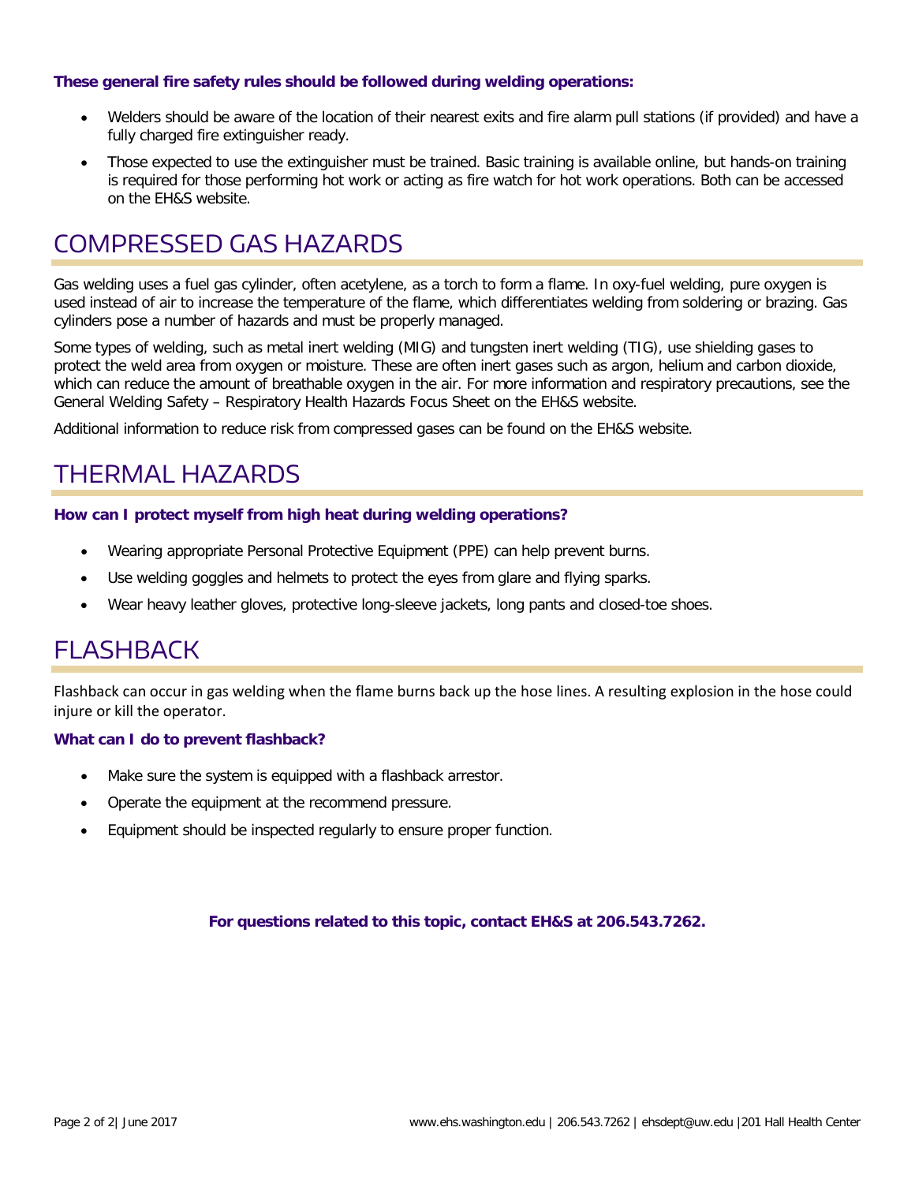**These general fire safety rules should be followed during welding operations:**

- Welders should be aware of the location of their nearest exits and fire alarm pull stations (if provided) and have a fully charged fire extinguisher ready.
- Those expected to use the extinguisher must be trained. Basic training is available online, but hands-on training is required for those performing hot work or acting as fire watch for hot work operations. Both can be accessed on the EH&S website.

# COMPRESSED GAS HAZARDS

Gas welding uses a fuel gas cylinder, often acetylene, as a torch to form a flame. In oxy-fuel welding, pure oxygen is used instead of air to increase the temperature of the flame, which differentiates welding from soldering or brazing. Gas cylinders pose a number of hazards and must be properly managed.

Some types of welding, such as metal inert welding (MIG) and tungsten inert welding (TIG), use shielding gases to protect the weld area from oxygen or moisture. These are often inert gases such as argon, helium and carbon dioxide, which can reduce the amount of breathable oxygen in the air. For more information and respiratory precautions, see the General Welding Safety – Respiratory Health Hazards Focus Sheet on the EH&S website.

Additional information to reduce risk from compressed gases can be found on the EH&S website.

# THERMAL HAZARDS

**How can I protect myself from high heat during welding operations?**

- Wearing appropriate Personal Protective Equipment (PPE) can help prevent burns.
- Use welding goggles and helmets to protect the eyes from glare and flying sparks.
- Wear heavy leather gloves, protective long-sleeve jackets, long pants and closed-toe shoes.

# FLASHBACK

Flashback can occur in gas welding when the flame burns back up the hose lines. A resulting explosion in the hose could injure or kill the operator.

**What can I do to prevent flashback?**

- Make sure the system is equipped with a flashback arrestor.
- Operate the equipment at the recommend pressure.
- Equipment should be inspected regularly to ensure proper function.

**For questions related to this topic, contact EH&S at 206.543.7262.**